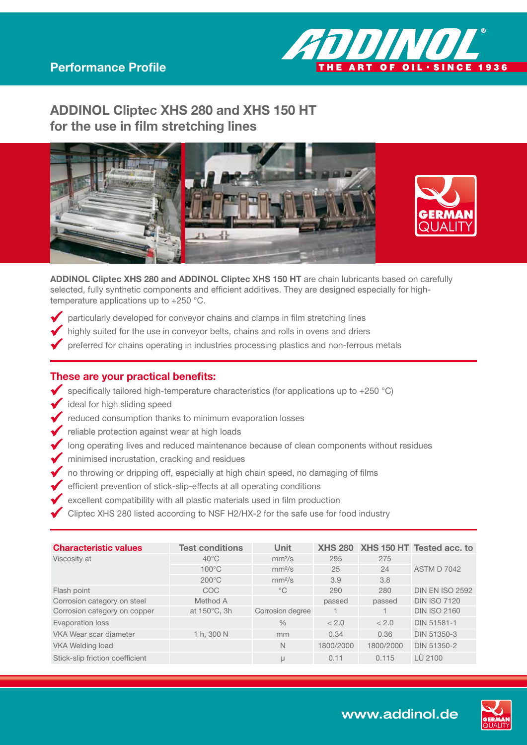Performance Profile

# ADDINOL Cliptec XHS 280 and XHS 150 HT for the use in film stretching lines

**ADDINOL Cliptec XHS 280 and ADDINOL Cliptec XHS 150 HT** are chain lubricants based on carefully selected, fully synthetic components and efficient additives. They are designed especially for high-temperature applications up to +250 °C.

- particularly developed for conveyor chains and clamps in film stretching lines
- highly suited for the use in conveyor belts, chains and rolls in ovens and driers
- preferred for chains operating in industries processing plastics and non-ferrous metals

## These are your practical benefits:

- specifically tailored high-temperature characteristics (for applications up to +250 °C)
- ideal for high sliding speed
- reduced consumption thanks to minimum evaporation losses
- reliable protection against wear at high loads
- long operating lives and reduced maintenance because of clean components without residues
- minimised incrustation, cracking and residues
- no throwing or dripping off, especially at high chain speed, no damaging of films
- efficient prevention of stick-slip-effects at all operating conditions
- excellent compatibility with all plastic materials used in film production
- Cliptec XHS 280 listed according to NSF H2/HX-2 for the safe use for food industry

| Characteristic values | Test conditions | Unit | XHS 280 | XHS 150 HT | Tested acc. to |
|---|---|---|---|---|---|
| Viscosity at | 40°C | mm²/s | 295 | 275 | ASTM D 7042 |
| | 100°C | mm²/s | 25 | 24 | |
| | 200°C | mm²/s | 3.9 | 3.8 | |
| Flash point | COC | °C | 290 | 280 | DIN EN ISO 2592 |
| Corrosion category on steel | Method A | | passed | passed | DIN ISO 7120 |
| Corrosion category on copper | at 150°C, 3h | Corrosion degree | 1 | 1 | DIN ISO 2160 |
| Evaporation loss | | % | < 2.0 | < 2.0 | DIN 51581-1 |
| VKA Wear scar diameter | 1 h, 300 N | mm | 0.34 | 0.36 | DIN 51350-3 |
| VKA Welding load | | N | 1800/2000 | 1800/2000 | DIN 51350-2 |
| Stick-slip friction coefficient | | μ | 0.11 | 0.115 | LÜ 2100 |

www.addinol.de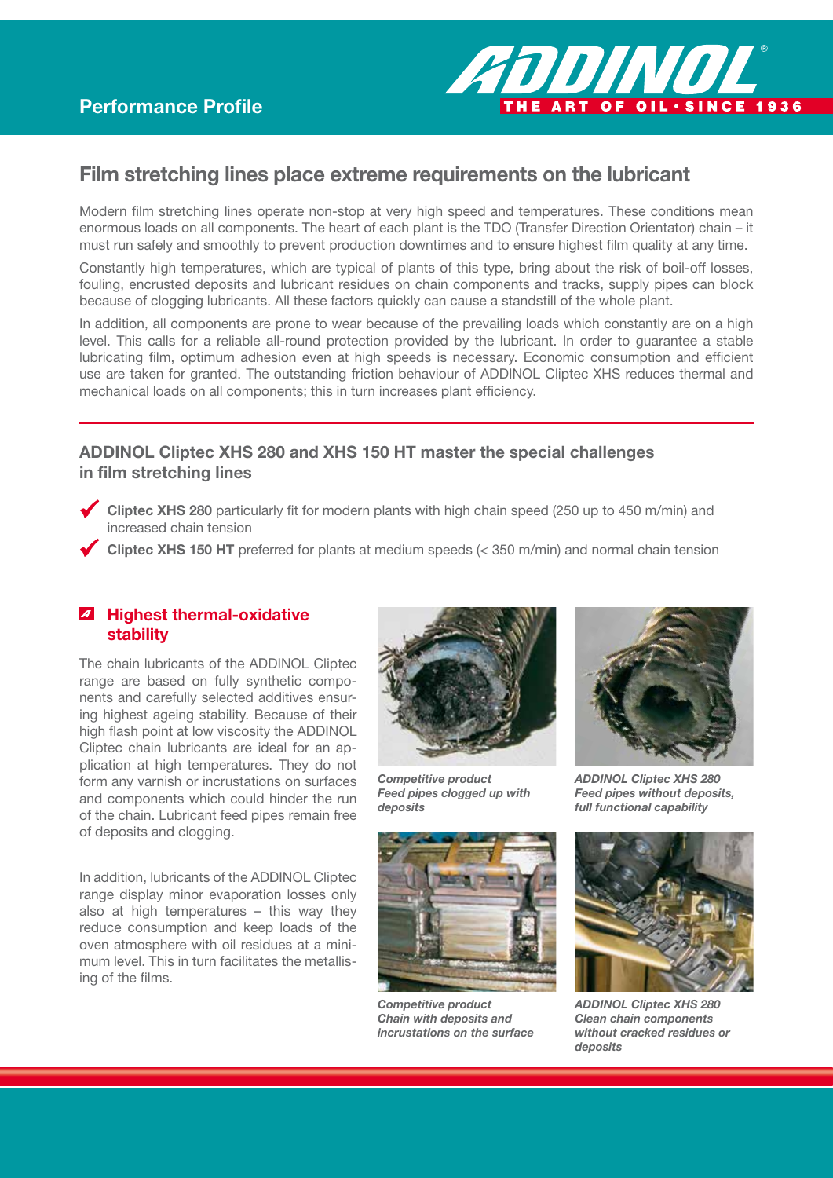Performance Profile

# Film stretching lines place extreme requirements on the lubricant

Modern film stretching lines operate non-stop at very high speed and temperatures. These conditions mean enormous loads on all components. The heart of each plant is the TDO (Transfer Direction Orientator) chain – it must run safely and smoothly to prevent production downtimes and to ensure highest film quality at any time.

Constantly high temperatures, which are typical of plants of this type, bring about the risk of boil-off losses, fouling, encrusted deposits and lubricant residues on chain components and tracks, supply pipes can block because of clogging lubricants. All these factors quickly can cause a standstill of the whole plant.

In addition, all components are prone to wear because of the prevailing loads which constantly are on a high level. This calls for a reliable all-round protection provided by the lubricant. In order to guarantee a stable lubricating film, optimum adhesion even at high speeds is necessary. Economic consumption and efficient use are taken for granted. The outstanding friction behaviour of ADDINOL Cliptec XHS reduces thermal and mechanical loads on all components; this in turn increases plant efficiency.

## ADDINOL Cliptec XHS 280 and XHS 150 HT master the special challenges in film stretching lines

- **Cliptec XHS 280** particularly fit for modern plants with high chain speed (250 up to 450 m/min) and increased chain tension
- **Cliptec XHS 150 HT** preferred for plants at medium speeds (< 350 m/min) and normal chain tension

### Highest thermal-oxidative stability

The chain lubricants of the ADDINOL Cliptec range are based on fully synthetic components and carefully selected additives ensuring highest ageing stability. Because of their high flash point at low viscosity the ADDINOL Cliptec chain lubricants are ideal for an application at high temperatures. They do not form any varnish or incrustations on surfaces and components which could hinder the run of the chain. Lubricant feed pipes remain free of deposits and clogging.

In addition, lubricants of the ADDINOL Cliptec range display minor evaporation losses only also at high temperatures – this way they reduce consumption and keep loads of the oven atmosphere with oil residues at a minimum level. This in turn facilitates the metallising of the films.

*Competitive product Feed pipes clogged up with deposits*

*ADDINOL Cliptec XHS 280 Feed pipes without deposits, full functional capability*

*Competitive product Chain with deposits and incrustations on the surface*

*ADDINOL Cliptec XHS 280 Clean chain components without cracked residues or deposits*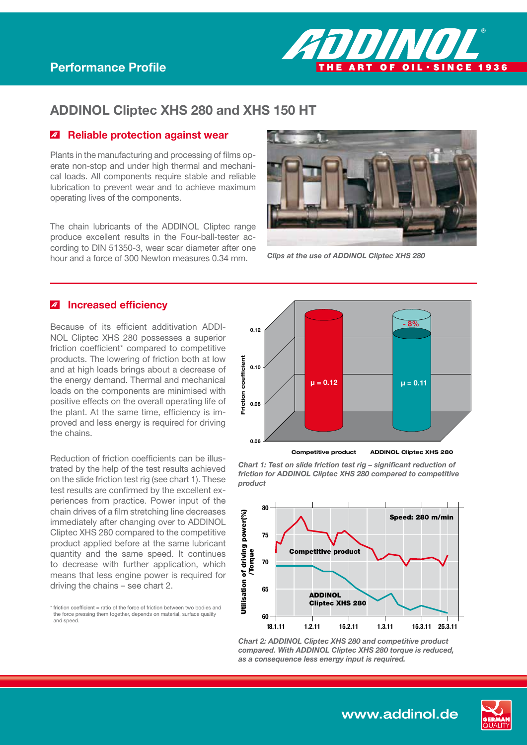## Performance Profile

# ADDINOL Cliptec XHS 280 and XHS 150 HT

## Reliable protection against wear

Plants in the manufacturing and processing of films operate non-stop and under high thermal and mechanical loads. All components require stable and reliable lubrication to prevent wear and to achieve maximum operating lives of the components.

The chain lubricants of the ADDINOL Cliptec range produce excellent results in the Four-ball-tester according to DIN 51350-3, wear scar diameter after one hour and a force of 300 Newton measures 0.34 mm.

*Clips at the use of ADDINOL Cliptec XHS 280*

## Increased efficiency

Because of its efficient additivation ADDINOL Cliptec XHS 280 possesses a superior friction coefficient* compared to competitive products. The lowering of friction both at low and at high loads brings about a decrease of the energy demand. Thermal and mechanical loads on the components are minimised with positive effects on the overall operating life of the plant. At the same time, efficiency is improved and less energy is required for driving the chains.

Reduction of friction coefficients can be illustrated by the help of the test results achieved on the slide friction test rig (see chart 1). These test results are confirmed by the excellent experiences from practice. Power input of the chain drives of a film stretching line decreases immediately after changing over to ADDINOL Cliptec XHS 280 compared to the competitive product applied before at the same lubricant quantity and the same speed. It continues to decrease with further application, which means that less engine power is required for driving the chains – see chart 2.

\* friction coefficient = ratio of the force of friction between two bodies and the force pressing them together, depends on material, surface quality and speed.

Friction coefficient: Competitive product $\mu = 0.12$; ADDINOL Cliptec XHS 280 $\mu = 0.11$ (- 8%)

*Chart 1: Test on slide friction test rig – significant reduction of friction for ADDINOL Cliptec XHS 280 compared to competitive product*

Utilisation of driving power(%) /Torque — Speed: 280 m/min — Competitive product vs. ADDINOL Cliptec XHS 280 (18.1.11 – 25.3.11)

*Chart 2: ADDINOL Cliptec XHS 280 and competitive product compared. With ADDINOL Cliptec XHS 280 torque is reduced, as a consequence less energy input is required.*

www.addinol.de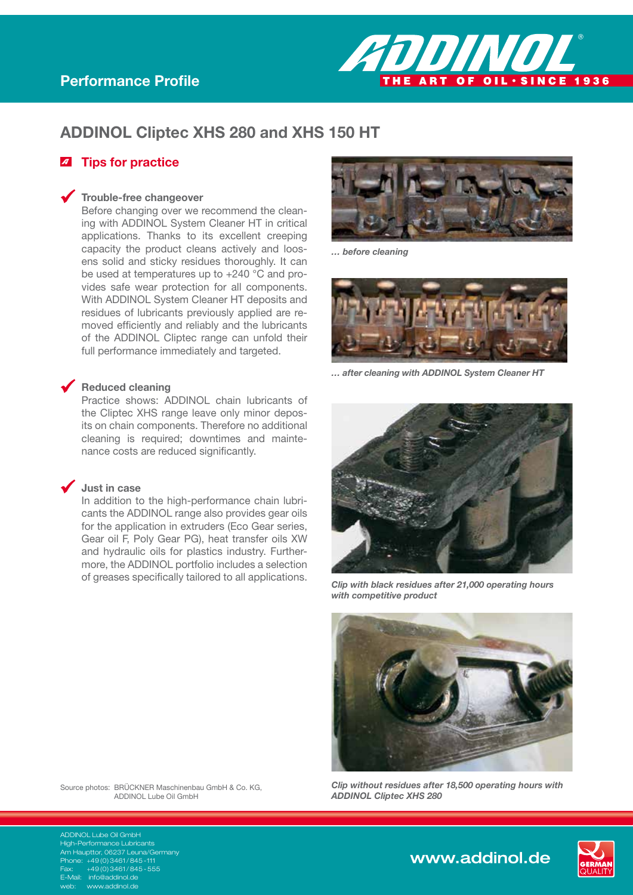Performance Profile

# ADDINOL Cliptec XHS 280 and XHS 150 HT

## Tips for practice

### Trouble-free changeover

Before changing over we recommend the cleaning with ADDINOL System Cleaner HT in critical applications. Thanks to its excellent creeping capacity the product cleans actively and loosens solid and sticky residues thoroughly. It can be used at temperatures up to +240 °C and provides safe wear protection for all components. With ADDINOL System Cleaner HT deposits and residues of lubricants previously applied are removed efficiently and reliably and the lubricants of the ADDINOL Cliptec range can unfold their full performance immediately and targeted.

### Reduced cleaning

Practice shows: ADDINOL chain lubricants of the Cliptec XHS range leave only minor deposits on chain components. Therefore no additional cleaning is required; downtimes and maintenance costs are reduced significantly.

### Just in case

In addition to the high-performance chain lubricants the ADDINOL range also provides gear oils for the application in extruders (Eco Gear series, Gear oil F, Poly Gear PG), heat transfer oils XW and hydraulic oils for plastics industry. Furthermore, the ADDINOL portfolio includes a selection of greases specifically tailored to all applications.

*... before cleaning*

*... after cleaning with ADDINOL System Cleaner HT*

*Clip with black residues after 21,000 operating hours with competitive product*

*Clip without residues after 18,500 operating hours with ADDINOL Cliptec XHS 280*

Source photos: BRÜCKNER Maschinenbau GmbH & Co. KG, ADDINOL Lube Oil GmbH

ADDINOL Lube Oil GmbH
High-Performance Lubricants
Am Haupttor, 06237 Leuna/Germany
Phone: +49 (0) 3461/845-111
Fax: +49 (0) 3461/845-555
E-Mail: info@addinol.de
web: www.addinol.de

www.addinol.de